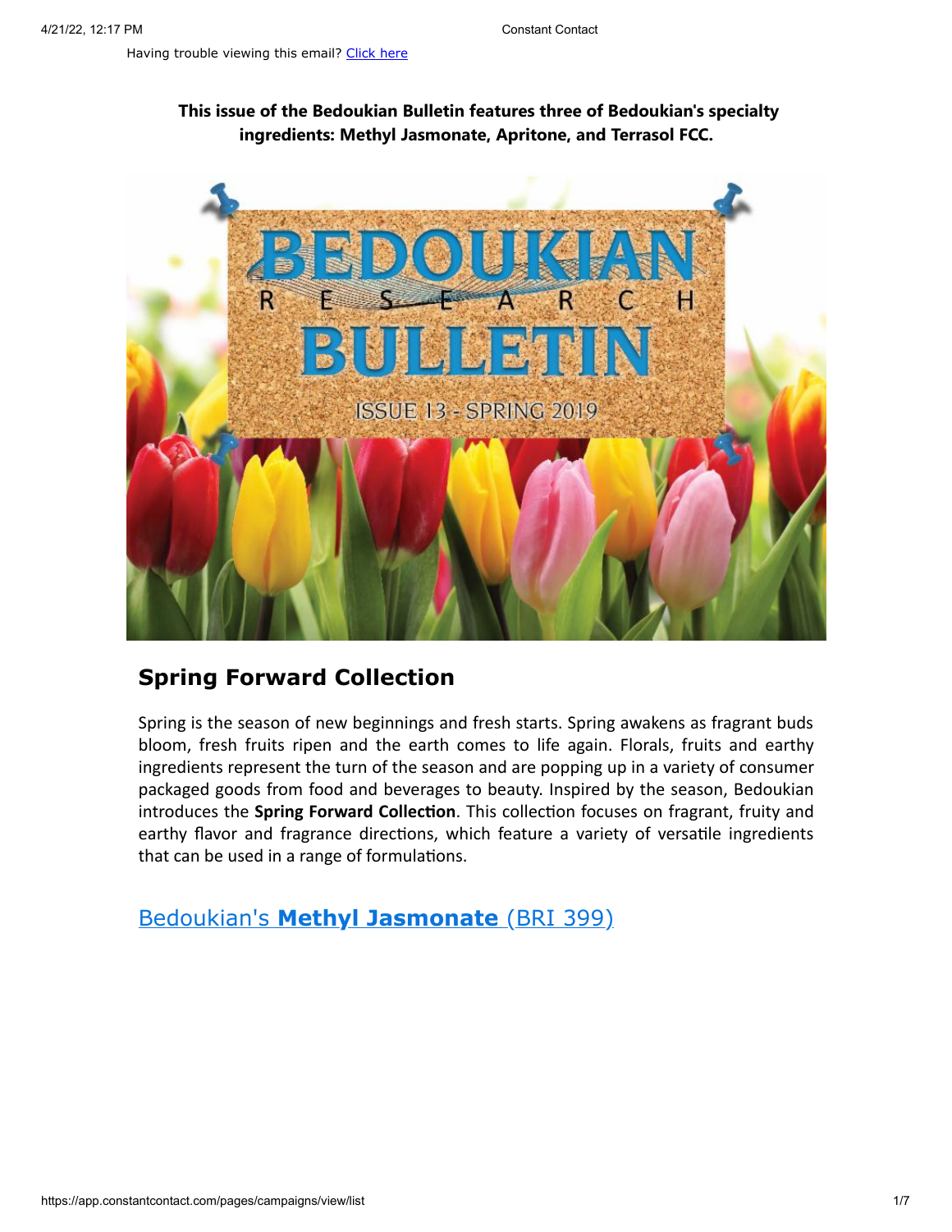Having trouble viewing this email? Click here

**This issue of the Bedoukian Bulletin features three of Bedoukian's specialty ingredients: Methyl Jasmonate, Apritone, and Terrasol FCC.**

## Spring Forward Collection

Spring is the season of new beginnings and fresh starts. Spring awakens as fragrant buds bloom, fresh fruits ripen and the earth comes to life again. Florals, fruits and earthy ingredients represent the turn of the season and are popping up in a variety of consumer packaged goods from food and beverages to beauty. Inspired by the season, Bedoukian introduces the **Spring Forward Collection**. This collection focuses on fragrant, fruity and earthy flavor and fragrance directions, which feature a variety of versatile ingredients that can be used in a range of formulations.

## Bedoukian's **Methyl Jasmonate** (BRI 399)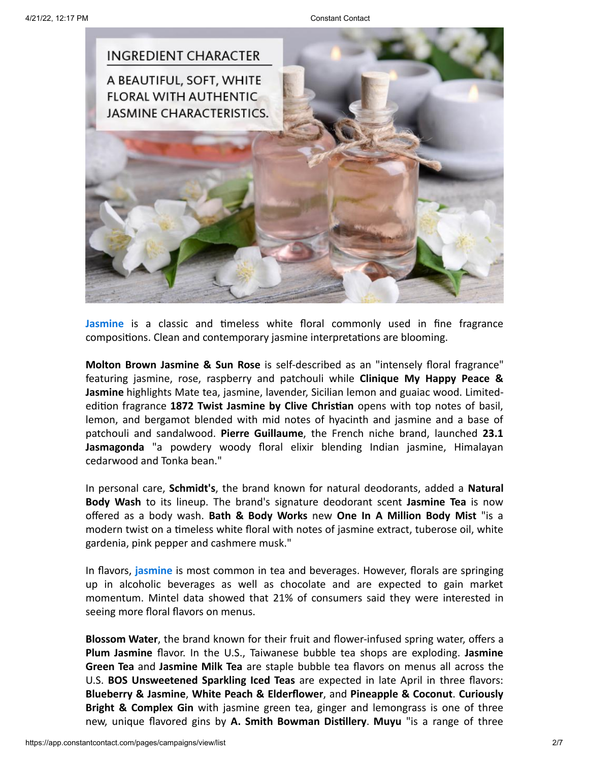INGREDIENT CHARACTER

A BEAUTIFUL, SOFT, WHITE FLORAL WITH AUTHENTIC JASMINE CHARACTERISTICS.

**Jasmine** is a classic and timeless white floral commonly used in fine fragrance compositions. Clean and contemporary jasmine interpretations are blooming.

**Molton Brown Jasmine & Sun Rose** is self-described as an "intensely floral fragrance" featuring jasmine, rose, raspberry and patchouli while **Clinique My Happy Peace & Jasmine** highlights Mate tea, jasmine, lavender, Sicilian lemon and guaiac wood. Limited-edition fragrance **1872 Twist Jasmine by Clive Christian** opens with top notes of basil, lemon, and bergamot blended with mid notes of hyacinth and jasmine and a base of patchouli and sandalwood. **Pierre Guillaume**, the French niche brand, launched **23.1 Jasmagonda** "a powdery woody floral elixir blending Indian jasmine, Himalayan cedarwood and Tonka bean."

In personal care, **Schmidt's**, the brand known for natural deodorants, added a **Natural Body Wash** to its lineup. The brand's signature deodorant scent **Jasmine Tea** is now offered as a body wash. **Bath & Body Works** new **One In A Million Body Mist** "is a modern twist on a timeless white floral with notes of jasmine extract, tuberose oil, white gardenia, pink pepper and cashmere musk."

In flavors, **jasmine** is most common in tea and beverages. However, florals are springing up in alcoholic beverages as well as chocolate and are expected to gain market momentum. Mintel data showed that 21% of consumers said they were interested in seeing more floral flavors on menus.

**Blossom Water**, the brand known for their fruit and flower-infused spring water, offers a **Plum Jasmine** flavor. In the U.S., Taiwanese bubble tea shops are exploding. **Jasmine Green Tea** and **Jasmine Milk Tea** are staple bubble tea flavors on menus all across the U.S. **BOS Unsweetened Sparkling Iced Teas** are expected in late April in three flavors: **Blueberry & Jasmine**, **White Peach & Elderflower**, and **Pineapple & Coconut**. **Curiously Bright & Complex Gin** with jasmine green tea, ginger and lemongrass is one of three new, unique flavored gins by **A. Smith Bowman Distillery**. **Muyu** "is a range of three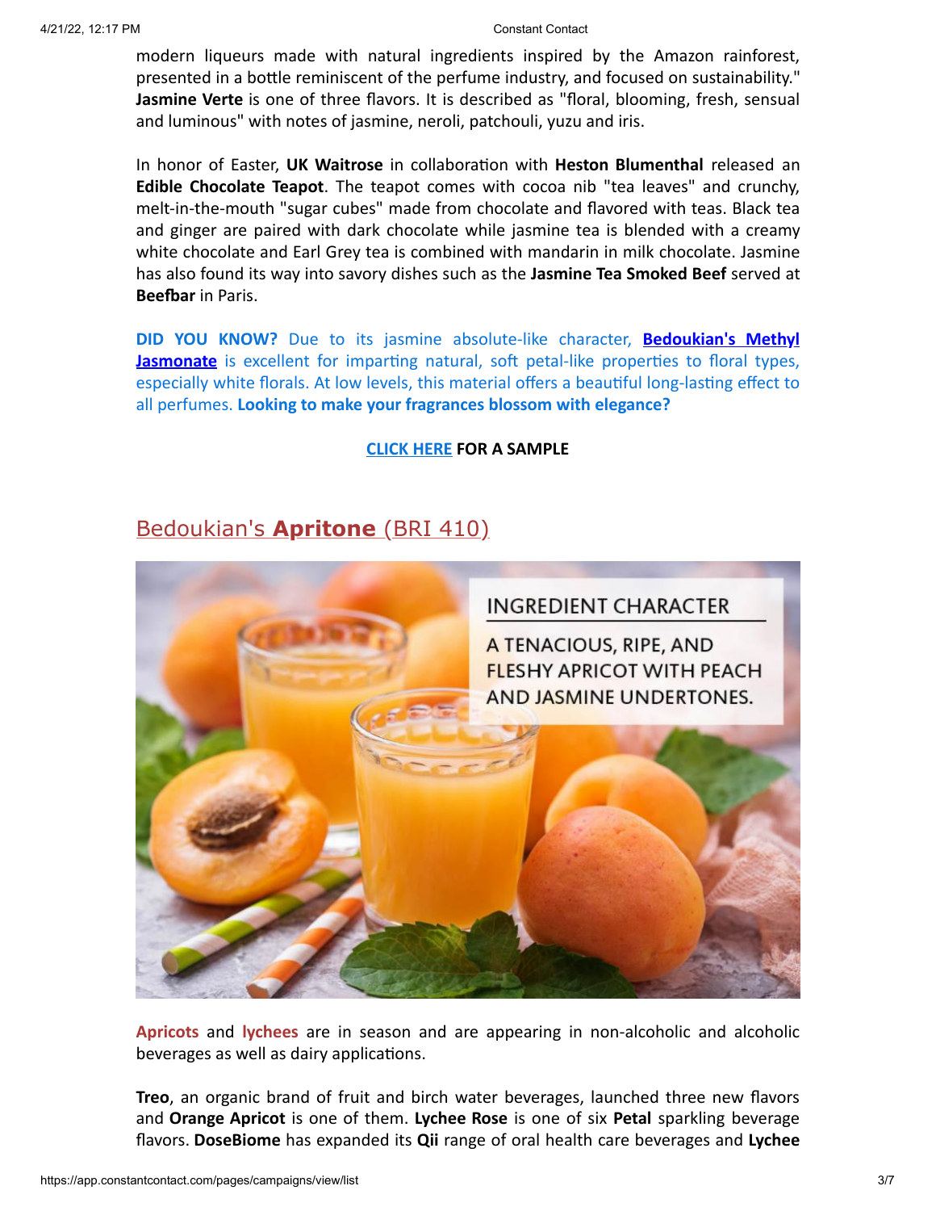modern liqueurs made with natural ingredients inspired by the Amazon rainforest, presented in a bottle reminiscent of the perfume industry, and focused on sustainability." **Jasmine Verte** is one of three flavors. It is described as "floral, blooming, fresh, sensual and luminous" with notes of jasmine, neroli, patchouli, yuzu and iris.

In honor of Easter, **UK Waitrose** in collaboration with **Heston Blumenthal** released an **Edible Chocolate Teapot**. The teapot comes with cocoa nib "tea leaves" and crunchy, melt-in-the-mouth "sugar cubes" made from chocolate and flavored with teas. Black tea and ginger are paired with dark chocolate while jasmine tea is blended with a creamy white chocolate and Earl Grey tea is combined with mandarin in milk chocolate. Jasmine has also found its way into savory dishes such as the **Jasmine Tea Smoked Beef** served at **Beefbar** in Paris.

**DID YOU KNOW?** Due to its jasmine absolute-like character, **Bedoukian's Methyl Jasmonate** is excellent for imparting natural, soft petal-like properties to floral types, especially white florals. At low levels, this material offers a beautiful long-lasting effect to all perfumes. **Looking to make your fragrances blossom with elegance?**

**CLICK HERE FOR A SAMPLE**

## Bedoukian's **Apritone** (BRI 410)

INGREDIENT CHARACTER

A TENACIOUS, RIPE, AND FLESHY APRICOT WITH PEACH AND JASMINE UNDERTONES.

**Apricots** and **lychees** are in season and are appearing in non-alcoholic and alcoholic beverages as well as dairy applications.

**Treo**, an organic brand of fruit and birch water beverages, launched three new flavors and **Orange Apricot** is one of them. **Lychee Rose** is one of six **Petal** sparkling beverage flavors. **DoseBiome** has expanded its **Qii** range of oral health care beverages and **Lychee**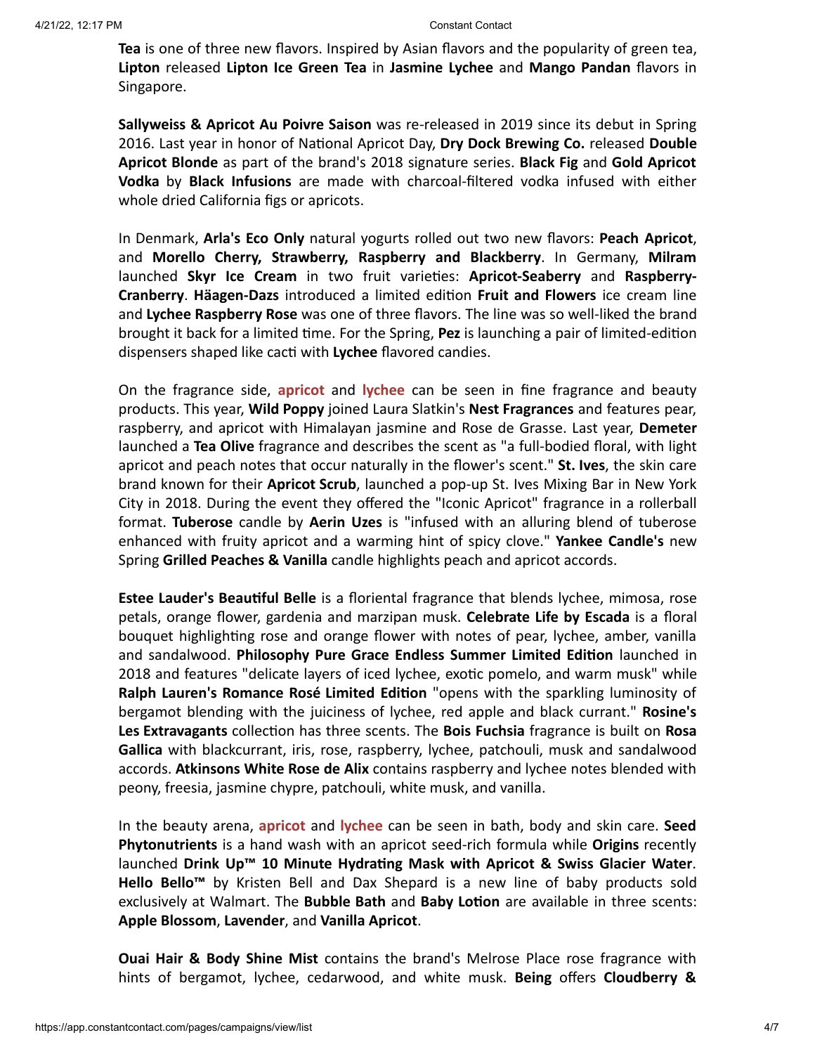**Tea** is one of three new flavors. Inspired by Asian flavors and the popularity of green tea, **Lipton** released **Lipton Ice Green Tea** in **Jasmine Lychee** and **Mango Pandan** flavors in Singapore.

**Sallyweiss & Apricot Au Poivre Saison** was re-released in 2019 since its debut in Spring 2016. Last year in honor of National Apricot Day, **Dry Dock Brewing Co.** released **Double Apricot Blonde** as part of the brand's 2018 signature series. **Black Fig** and **Gold Apricot Vodka** by **Black Infusions** are made with charcoal-filtered vodka infused with either whole dried California figs or apricots.

In Denmark, **Arla's Eco Only** natural yogurts rolled out two new flavors: **Peach Apricot**, and **Morello Cherry, Strawberry, Raspberry and Blackberry**. In Germany, **Milram** launched **Skyr Ice Cream** in two fruit varieties: **Apricot-Seaberry** and **Raspberry-Cranberry**. **Häagen-Dazs** introduced a limited edition **Fruit and Flowers** ice cream line and **Lychee Raspberry Rose** was one of three flavors. The line was so well-liked the brand brought it back for a limited time. For the Spring, **Pez** is launching a pair of limited-edition dispensers shaped like cacti with **Lychee** flavored candies.

On the fragrance side, **apricot** and **lychee** can be seen in fine fragrance and beauty products. This year, **Wild Poppy** joined Laura Slatkin's **Nest Fragrances** and features pear, raspberry, and apricot with Himalayan jasmine and Rose de Grasse. Last year, **Demeter** launched a **Tea Olive** fragrance and describes the scent as "a full-bodied floral, with light apricot and peach notes that occur naturally in the flower's scent." **St. Ives**, the skin care brand known for their **Apricot Scrub**, launched a pop-up St. Ives Mixing Bar in New York City in 2018. During the event they offered the "Iconic Apricot" fragrance in a rollerball format. **Tuberose** candle by **Aerin Uzes** is "infused with an alluring blend of tuberose enhanced with fruity apricot and a warming hint of spicy clove." **Yankee Candle's** new Spring **Grilled Peaches & Vanilla** candle highlights peach and apricot accords.

**Estee Lauder's Beautiful Belle** is a floriental fragrance that blends lychee, mimosa, rose petals, orange flower, gardenia and marzipan musk. **Celebrate Life by Escada** is a floral bouquet highlighting rose and orange flower with notes of pear, lychee, amber, vanilla and sandalwood. **Philosophy Pure Grace Endless Summer Limited Edition** launched in 2018 and features "delicate layers of iced lychee, exotic pomelo, and warm musk" while **Ralph Lauren's Romance Rosé Limited Edition** "opens with the sparkling luminosity of bergamot blending with the juiciness of lychee, red apple and black currant." **Rosine's Les Extravagants** collection has three scents. The **Bois Fuchsia** fragrance is built on **Rosa Gallica** with blackcurrant, iris, rose, raspberry, lychee, patchouli, musk and sandalwood accords. **Atkinsons White Rose de Alix** contains raspberry and lychee notes blended with peony, freesia, jasmine chypre, patchouli, white musk, and vanilla.

In the beauty arena, **apricot** and **lychee** can be seen in bath, body and skin care. **Seed Phytonutrients** is a hand wash with an apricot seed-rich formula while **Origins** recently launched **Drink Up™ 10 Minute Hydrating Mask with Apricot & Swiss Glacier Water**. **Hello Bello™** by Kristen Bell and Dax Shepard is a new line of baby products sold exclusively at Walmart. The **Bubble Bath** and **Baby Lotion** are available in three scents: **Apple Blossom**, **Lavender**, and **Vanilla Apricot**.

**Ouai Hair & Body Shine Mist** contains the brand's Melrose Place rose fragrance with hints of bergamot, lychee, cedarwood, and white musk. **Being** offers **Cloudberry &**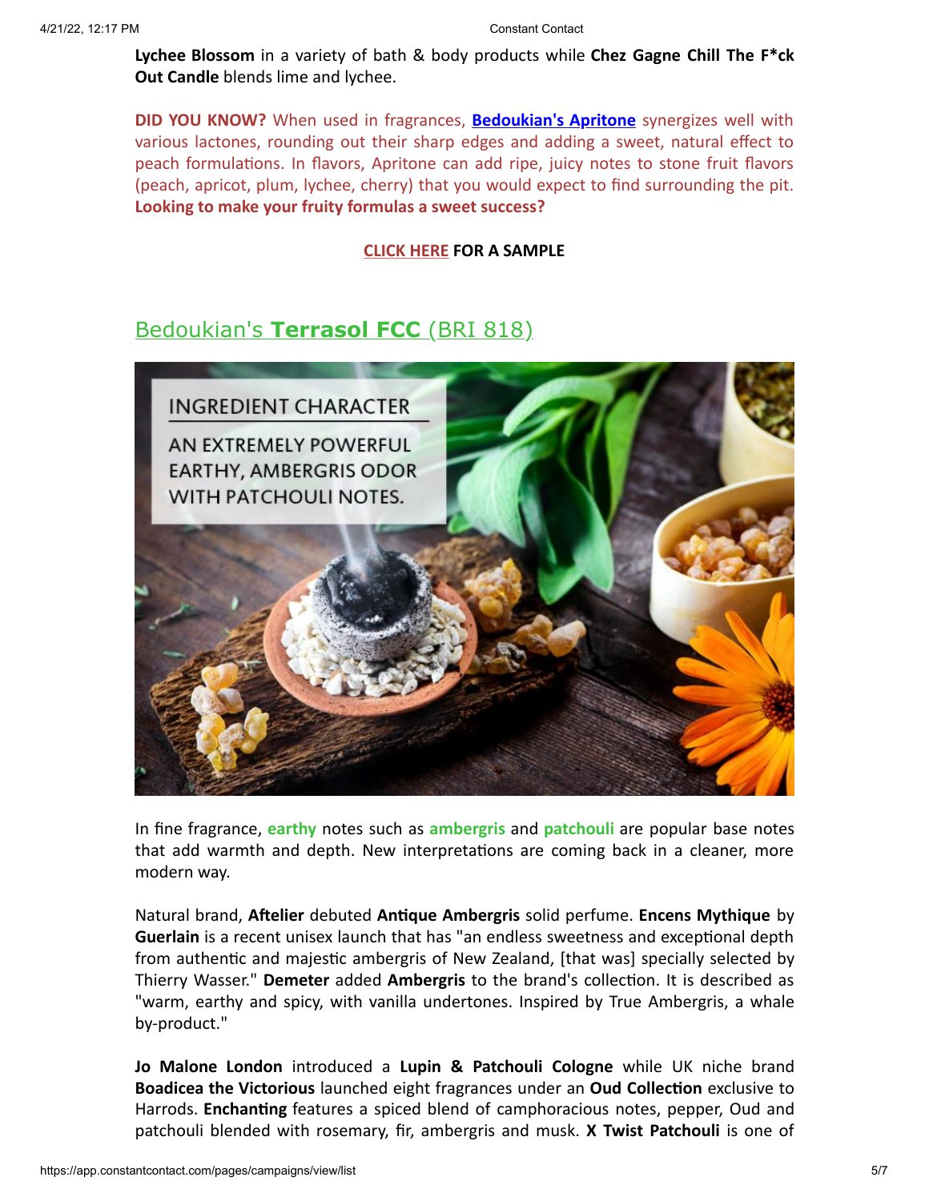**Lychee Blossom** in a variety of bath & body products while **Chez Gagne Chill The F*ck Out Candle** blends lime and lychee.

**DID YOU KNOW?** When used in fragrances, **Bedoukian's Apritone** synergizes well with various lactones, rounding out their sharp edges and adding a sweet, natural effect to peach formulations. In flavors, Apritone can add ripe, juicy notes to stone fruit flavors (peach, apricot, plum, lychee, cherry) that you would expect to find surrounding the pit. **Looking to make your fruity formulas a sweet success?**

**CLICK HERE FOR A SAMPLE**

## Bedoukian's **Terrasol FCC** (BRI 818)

INGREDIENT CHARACTER

AN EXTREMELY POWERFUL EARTHY, AMBERGRIS ODOR WITH PATCHOULI NOTES.

In fine fragrance, **earthy** notes such as **ambergris** and **patchouli** are popular base notes that add warmth and depth. New interpretations are coming back in a cleaner, more modern way.

Natural brand, **Aftelier** debuted **Antique Ambergris** solid perfume. **Encens Mythique** by **Guerlain** is a recent unisex launch that has "an endless sweetness and exceptional depth from authentic and majestic ambergris of New Zealand, [that was] specially selected by Thierry Wasser." **Demeter** added **Ambergris** to the brand's collection. It is described as "warm, earthy and spicy, with vanilla undertones. Inspired by True Ambergris, a whale by-product."

**Jo Malone London** introduced a **Lupin & Patchouli Cologne** while UK niche brand **Boadicea the Victorious** launched eight fragrances under an **Oud Collection** exclusive to Harrods. **Enchanting** features a spiced blend of camphoracious notes, pepper, Oud and patchouli blended with rosemary, fir, ambergris and musk. **X Twist Patchouli** is one of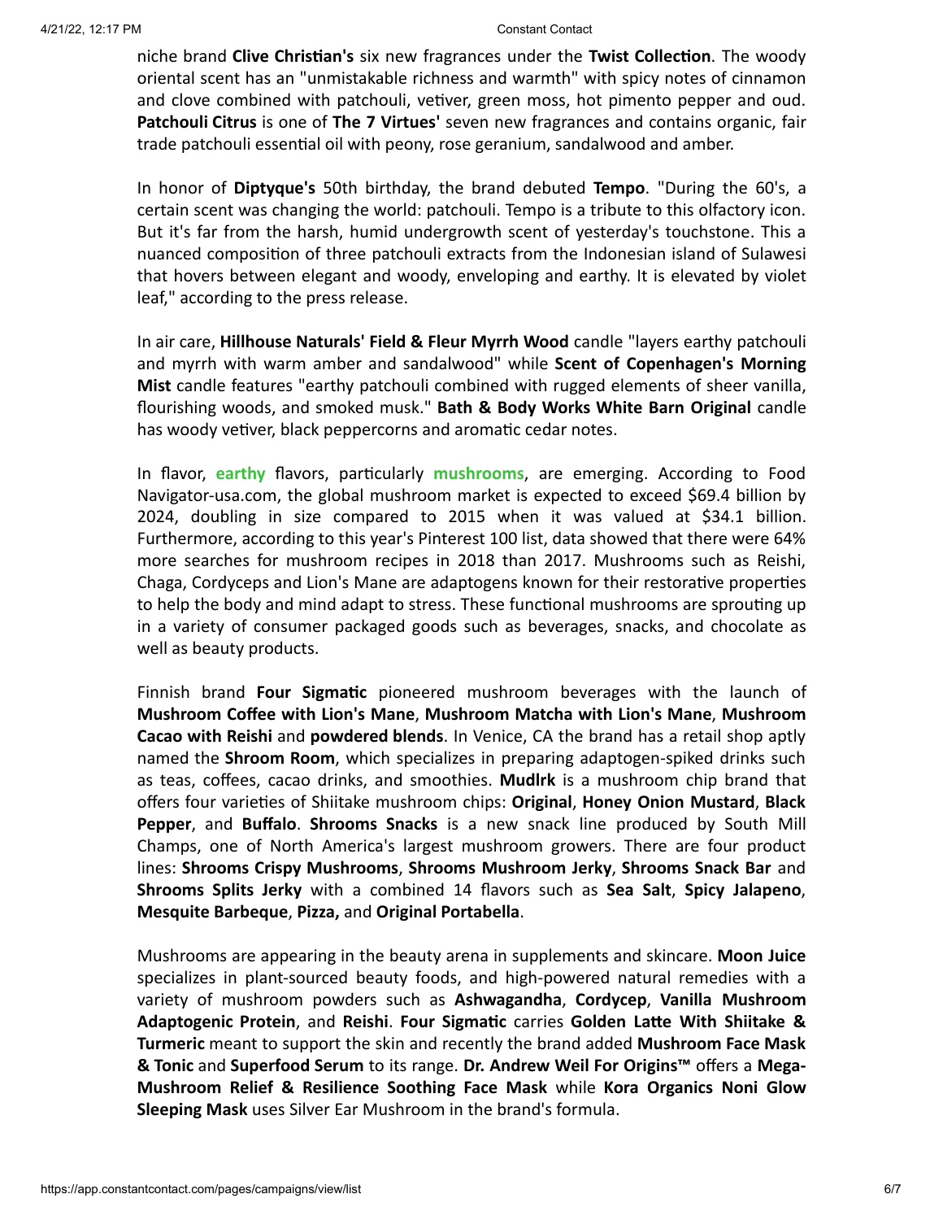niche brand **Clive Christian's** six new fragrances under the **Twist Collection**. The woody oriental scent has an "unmistakable richness and warmth" with spicy notes of cinnamon and clove combined with patchouli, vetiver, green moss, hot pimento pepper and oud. **Patchouli Citrus** is one of **The 7 Virtues'** seven new fragrances and contains organic, fair trade patchouli essential oil with peony, rose geranium, sandalwood and amber.

In honor of **Diptyque's** 50th birthday, the brand debuted **Tempo**. "During the 60's, a certain scent was changing the world: patchouli. Tempo is a tribute to this olfactory icon. But it's far from the harsh, humid undergrowth scent of yesterday's touchstone. This a nuanced composition of three patchouli extracts from the Indonesian island of Sulawesi that hovers between elegant and woody, enveloping and earthy. It is elevated by violet leaf," according to the press release.

In air care, **Hillhouse Naturals' Field & Fleur Myrrh Wood** candle "layers earthy patchouli and myrrh with warm amber and sandalwood" while **Scent of Copenhagen's Morning Mist** candle features "earthy patchouli combined with rugged elements of sheer vanilla, flourishing woods, and smoked musk." **Bath & Body Works White Barn Original** candle has woody vetiver, black peppercorns and aromatic cedar notes.

In flavor, **earthy** flavors, particularly **mushrooms**, are emerging. According to Food Navigator-usa.com, the global mushroom market is expected to exceed $69.4 billion by 2024, doubling in size compared to 2015 when it was valued at $34.1 billion. Furthermore, according to this year's Pinterest 100 list, data showed that there were 64% more searches for mushroom recipes in 2018 than 2017. Mushrooms such as Reishi, Chaga, Cordyceps and Lion's Mane are adaptogens known for their restorative properties to help the body and mind adapt to stress. These functional mushrooms are sprouting up in a variety of consumer packaged goods such as beverages, snacks, and chocolate as well as beauty products.

Finnish brand **Four Sigmatic** pioneered mushroom beverages with the launch of **Mushroom Coffee with Lion's Mane**, **Mushroom Matcha with Lion's Mane**, **Mushroom Cacao with Reishi** and **powdered blends**. In Venice, CA the brand has a retail shop aptly named the **Shroom Room**, which specializes in preparing adaptogen-spiked drinks such as teas, coffees, cacao drinks, and smoothies. **Mudlrk** is a mushroom chip brand that offers four varieties of Shiitake mushroom chips: **Original**, **Honey Onion Mustard**, **Black Pepper**, and **Buffalo**. **Shrooms Snacks** is a new snack line produced by South Mill Champs, one of North America's largest mushroom growers. There are four product lines: **Shrooms Crispy Mushrooms**, **Shrooms Mushroom Jerky**, **Shrooms Snack Bar** and **Shrooms Splits Jerky** with a combined 14 flavors such as **Sea Salt**, **Spicy Jalapeno**, **Mesquite Barbeque**, **Pizza,** and **Original Portabella**.

Mushrooms are appearing in the beauty arena in supplements and skincare. **Moon Juice** specializes in plant-sourced beauty foods, and high-powered natural remedies with a variety of mushroom powders such as **Ashwagandha**, **Cordycep**, **Vanilla Mushroom Adaptogenic Protein**, and **Reishi**. **Four Sigmatic** carries **Golden Latte With Shiitake & Turmeric** meant to support the skin and recently the brand added **Mushroom Face Mask & Tonic** and **Superfood Serum** to its range. **Dr. Andrew Weil For Origins™** offers a **Mega-Mushroom Relief & Resilience Soothing Face Mask** while **Kora Organics Noni Glow Sleeping Mask** uses Silver Ear Mushroom in the brand's formula.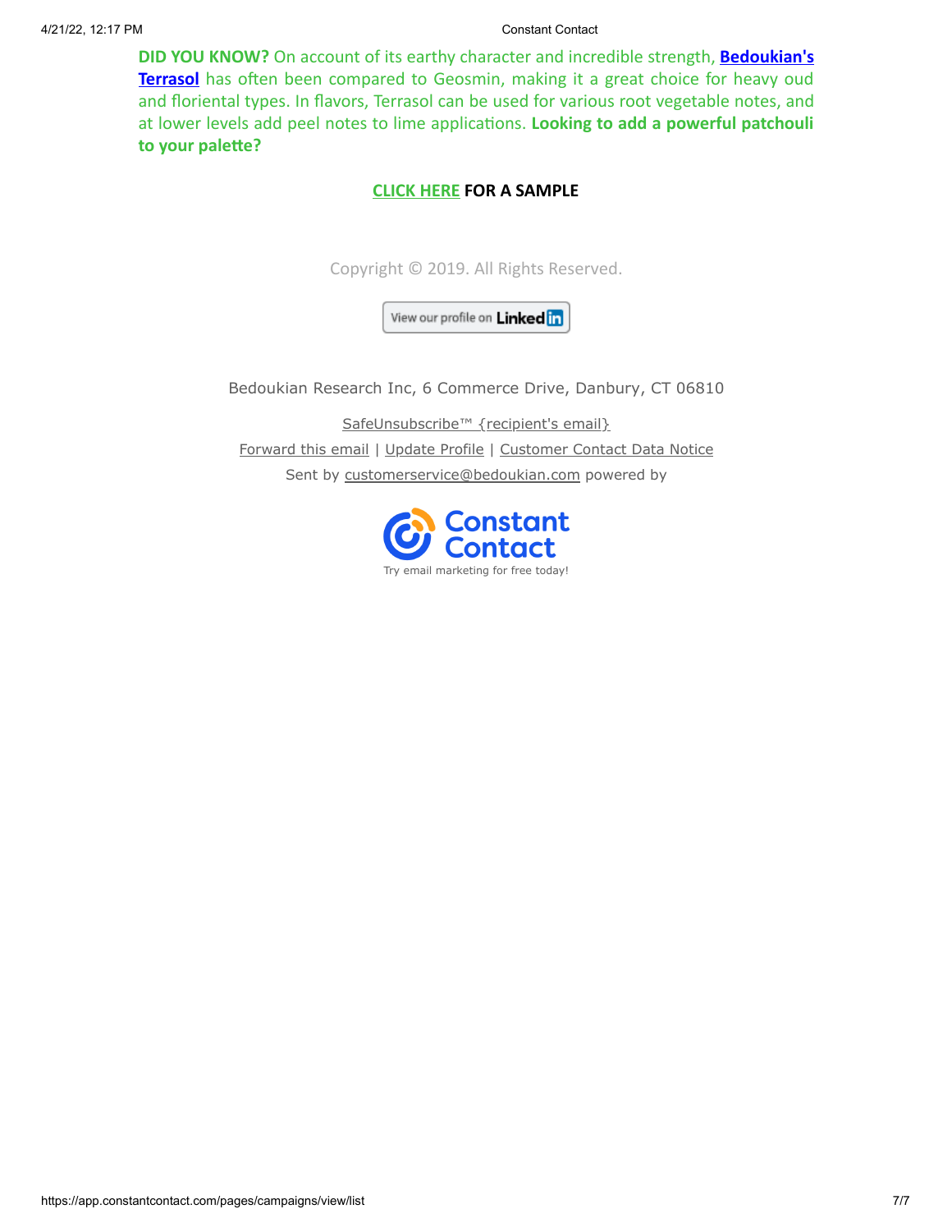**DID YOU KNOW?** On account of its earthy character and incredible strength, **Bedoukian's Terrasol** has often been compared to Geosmin, making it a great choice for heavy oud and floriental types. In flavors, Terrasol can be used for various root vegetable notes, and at lower levels add peel notes to lime applications. **Looking to add a powerful patchouli to your palette?**

**CLICK HERE FOR A SAMPLE**

Copyright © 2019. All Rights Reserved.

View our profile on LinkedIn

Bedoukian Research Inc, 6 Commerce Drive, Danbury, CT 06810

SafeUnsubscribe™ {recipient's email}

Forward this email | Update Profile | Customer Contact Data Notice

Sent by customerservice@bedoukian.com powered by

Constant Contact

Try email marketing for free today!